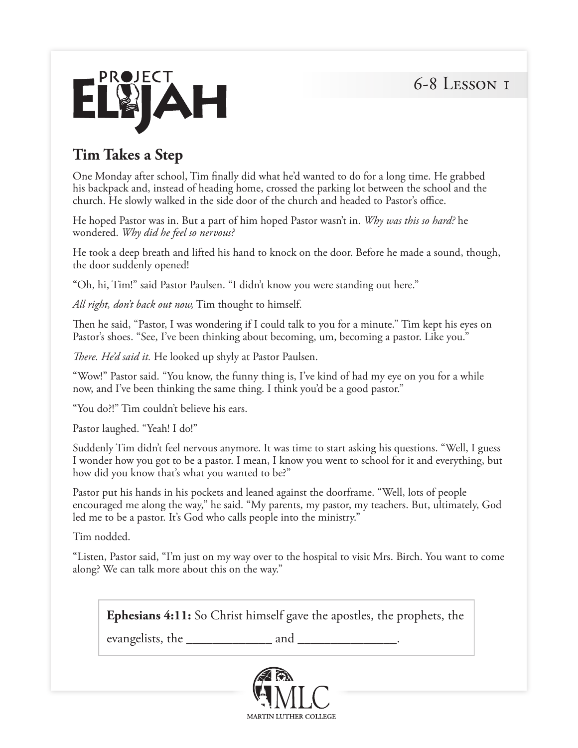# PROJECT ELIJAH

6-8 Lesson 1

## Tim Takes a Step

One Monday after school, Tim finally did what he'd wanted to do for a long time. He grabbed his backpack and, instead of heading home, crossed the parking lot between the school and the church. He slowly walked in the side door of the church and headed to Pastor's office.

He hoped Pastor was in. But a part of him hoped Pastor wasn't in. *Why was this so hard?* he wondered. *Why did he feel so nervous?*

He took a deep breath and lifted his hand to knock on the door. Before he made a sound, though, the door suddenly opened!

"Oh, hi, Tim!" said Pastor Paulsen. "I didn't know you were standing out here."

*All right, don't back out now,* Tim thought to himself.

Then he said, "Pastor, I was wondering if I could talk to you for a minute." Tim kept his eyes on Pastor's shoes. "See, I've been thinking about becoming, um, becoming a pastor. Like you."

*There. He'd said it.* He looked up shyly at Pastor Paulsen.

"Wow!" Pastor said. "You know, the funny thing is, I've kind of had my eye on you for a while now, and I've been thinking the same thing. I think you'd be a good pastor."

"You do?!" Tim couldn't believe his ears.

Pastor laughed. "Yeah! I do!"

Suddenly Tim didn't feel nervous anymore. It was time to start asking his questions. "Well, I guess I wonder how you got to be a pastor. I mean, I know you went to school for it and everything, but how did you know that's what you wanted to be?"

Pastor put his hands in his pockets and leaned against the doorframe. "Well, lots of people encouraged me along the way," he said. "My parents, my pastor, my teachers. But, ultimately, God led me to be a pastor. It's God who calls people into the ministry."

Tim nodded.

"Listen, Pastor said, "I'm just on my way over to the hospital to visit Mrs. Birch. You want to come along? We can talk more about this on the way."

**Ephesians 4:11:** So Christ himself gave the apostles, the prophets, the evangelists, the _____________ and _______________.

MLC
MARTIN LUTHER COLLEGE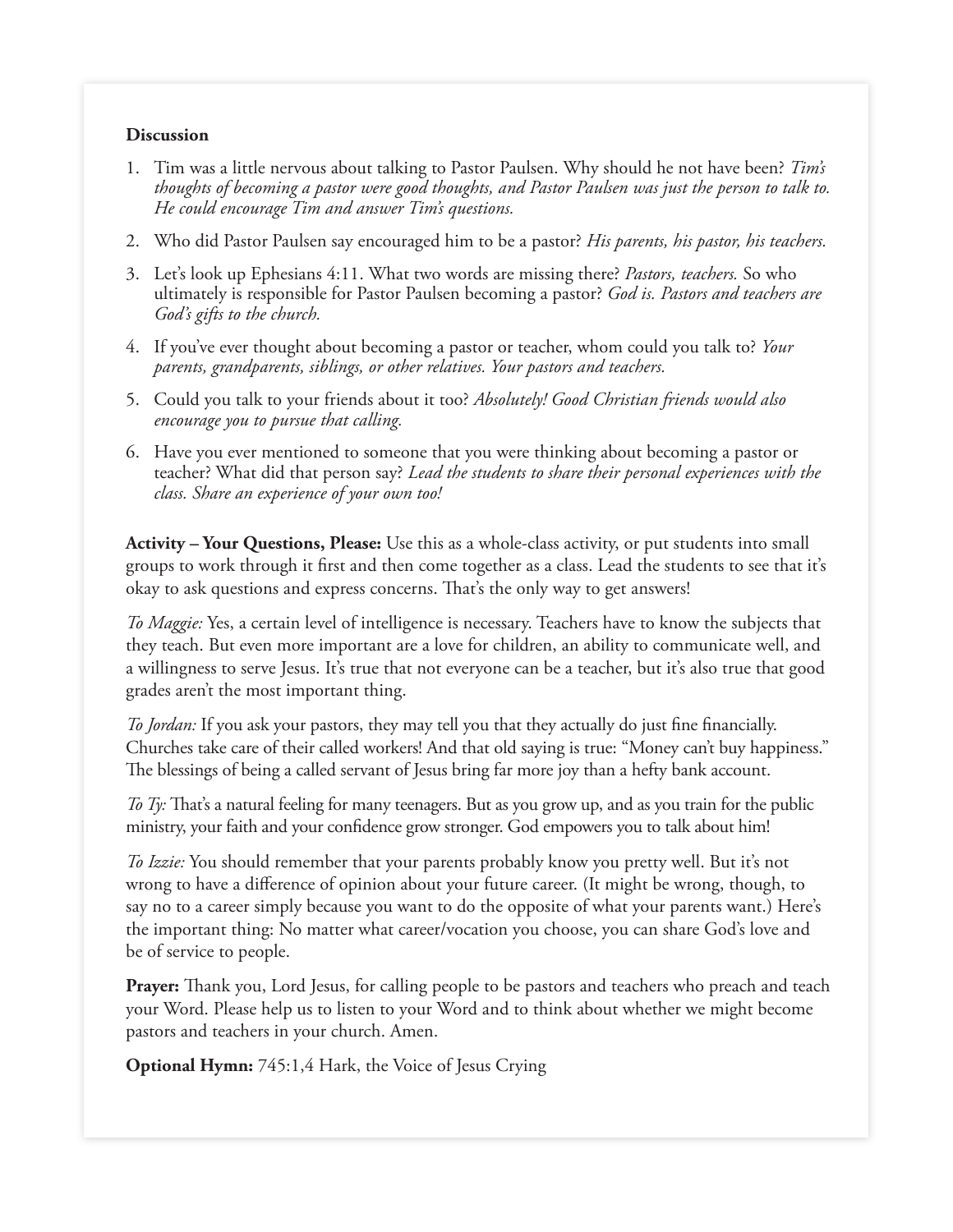**Discussion**

1. Tim was a little nervous about talking to Pastor Paulsen. Why should he not have been? *Tim's thoughts of becoming a pastor were good thoughts, and Pastor Paulsen was just the person to talk to. He could encourage Tim and answer Tim's questions.*
2. Who did Pastor Paulsen say encouraged him to be a pastor? *His parents, his pastor, his teachers.*
3. Let's look up Ephesians 4:11. What two words are missing there? *Pastors, teachers.* So who ultimately is responsible for Pastor Paulsen becoming a pastor? *God is. Pastors and teachers are God's gifts to the church.*
4. If you've ever thought about becoming a pastor or teacher, whom could you talk to? *Your parents, grandparents, siblings, or other relatives. Your pastors and teachers.*
5. Could you talk to your friends about it too? *Absolutely! Good Christian friends would also encourage you to pursue that calling.*
6. Have you ever mentioned to someone that you were thinking about becoming a pastor or teacher? What did that person say? *Lead the students to share their personal experiences with the class. Share an experience of your own too!*

**Activity – Your Questions, Please:** Use this as a whole-class activity, or put students into small groups to work through it first and then come together as a class. Lead the students to see that it's okay to ask questions and express concerns. That's the only way to get answers!

*To Maggie:* Yes, a certain level of intelligence is necessary. Teachers have to know the subjects that they teach. But even more important are a love for children, an ability to communicate well, and a willingness to serve Jesus. It's true that not everyone can be a teacher, but it's also true that good grades aren't the most important thing.

*To Jordan:* If you ask your pastors, they may tell you that they actually do just fine financially. Churches take care of their called workers! And that old saying is true: "Money can't buy happiness." The blessings of being a called servant of Jesus bring far more joy than a hefty bank account.

*To Ty:* That's a natural feeling for many teenagers. But as you grow up, and as you train for the public ministry, your faith and your confidence grow stronger. God empowers you to talk about him!

*To Izzie:* You should remember that your parents probably know you pretty well. But it's not wrong to have a difference of opinion about your future career. (It might be wrong, though, to say no to a career simply because you want to do the opposite of what your parents want.) Here's the important thing: No matter what career/vocation you choose, you can share God's love and be of service to people.

**Prayer:** Thank you, Lord Jesus, for calling people to be pastors and teachers who preach and teach your Word. Please help us to listen to your Word and to think about whether we might become pastors and teachers in your church. Amen.

**Optional Hymn:** 745:1,4 Hark, the Voice of Jesus Crying